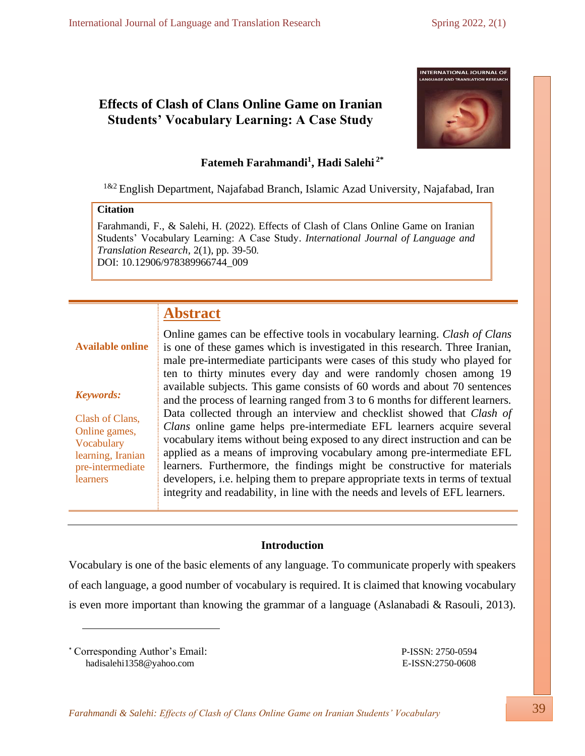# Effects of Clash of Clans Online Game on Iranian Students' Vocabulary Learning: A Case Study

**Fatemeh Farahmandi[1], Hadi Salehi [2*]**

[1&2] English Department, Najafabad Branch, Islamic Azad University, Najafabad, Iran

**Citation**

Farahmandi, F., & Salehi, H. (2022). Effects of Clash of Clans Online Game on Iranian Students' Vocabulary Learning: A Case Study. *International Journal of Language and Translation Research*, 2(1), pp. 39-50.
DOI: 10.12906/978389966744_009

**Available online**

***Keywords:***

Clash of Clans, Online games, Vocabulary learning, Iranian pre-intermediate learners

## Abstract

Online games can be effective tools in vocabulary learning. *Clash of Clans* is one of these games which is investigated in this research. Three Iranian, male pre-intermediate participants were cases of this study who played for ten to thirty minutes every day and were randomly chosen among 19 available subjects. This game consists of 60 words and about 70 sentences and the process of learning ranged from 3 to 6 months for different learners. Data collected through an interview and checklist showed that *Clash of Clans* online game helps pre-intermediate EFL learners acquire several vocabulary items without being exposed to any direct instruction and can be applied as a means of improving vocabulary among pre-intermediate EFL learners. Furthermore, the findings might be constructive for materials developers, i.e. helping them to prepare appropriate texts in terms of textual integrity and readability, in line with the needs and levels of EFL learners.

## Introduction

Vocabulary is one of the basic elements of any language. To communicate properly with speakers of each language, a good number of vocabulary is required. It is claimed that knowing vocabulary is even more important than knowing the grammar of a language (Aslanabadi & Rasouli, 2013).

* Corresponding Author's Email: hadisalehi1358@yahoo.com

P-ISSN: 2750-0594
E-ISSN:2750-0608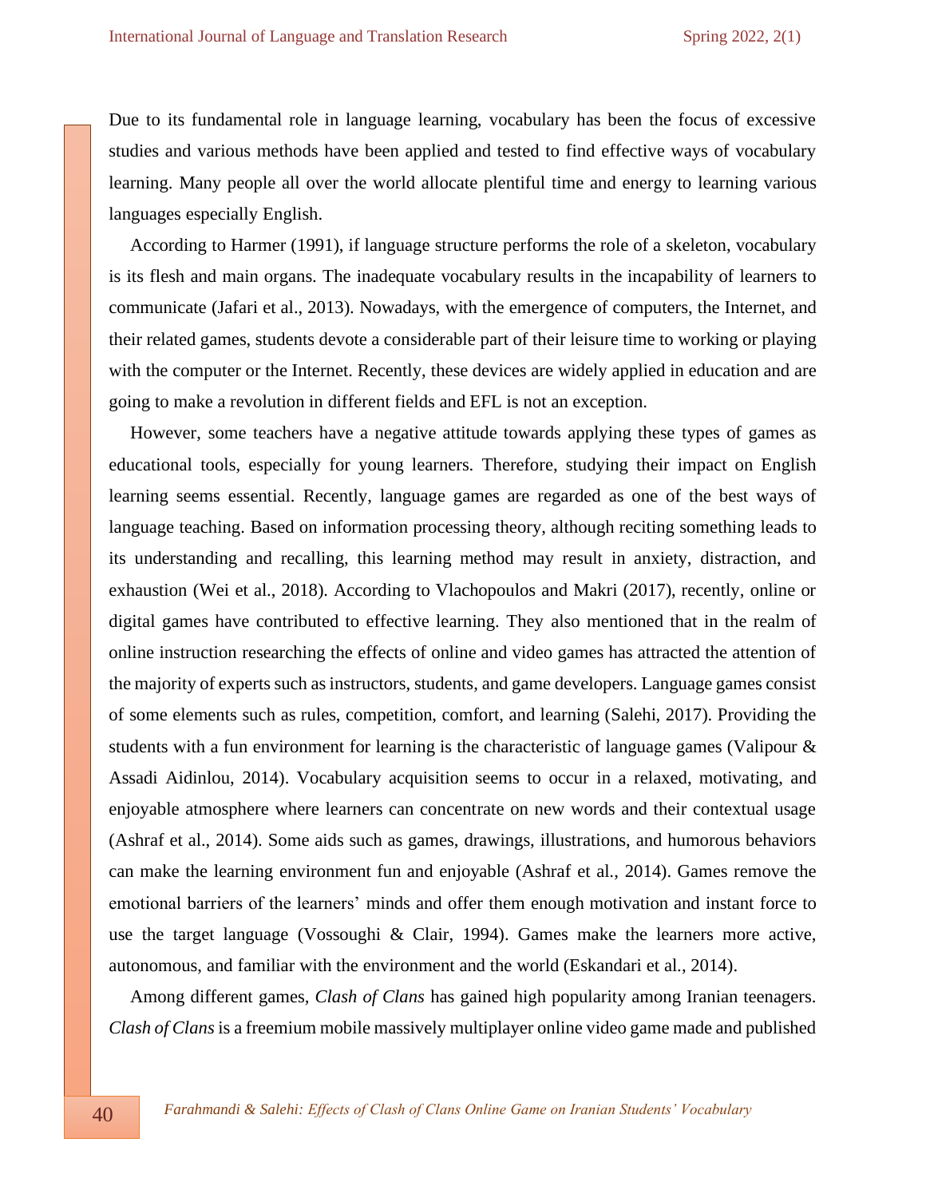Due to its fundamental role in language learning, vocabulary has been the focus of excessive studies and various methods have been applied and tested to find effective ways of vocabulary learning. Many people all over the world allocate plentiful time and energy to learning various languages especially English.

According to Harmer (1991), if language structure performs the role of a skeleton, vocabulary is its flesh and main organs. The inadequate vocabulary results in the incapability of learners to communicate (Jafari et al., 2013). Nowadays, with the emergence of computers, the Internet, and their related games, students devote a considerable part of their leisure time to working or playing with the computer or the Internet. Recently, these devices are widely applied in education and are going to make a revolution in different fields and EFL is not an exception.

However, some teachers have a negative attitude towards applying these types of games as educational tools, especially for young learners. Therefore, studying their impact on English learning seems essential. Recently, language games are regarded as one of the best ways of language teaching. Based on information processing theory, although reciting something leads to its understanding and recalling, this learning method may result in anxiety, distraction, and exhaustion (Wei et al., 2018). According to Vlachopoulos and Makri (2017), recently, online or digital games have contributed to effective learning. They also mentioned that in the realm of online instruction researching the effects of online and video games has attracted the attention of the majority of experts such as instructors, students, and game developers. Language games consist of some elements such as rules, competition, comfort, and learning (Salehi, 2017). Providing the students with a fun environment for learning is the characteristic of language games (Valipour & Assadi Aidinlou, 2014). Vocabulary acquisition seems to occur in a relaxed, motivating, and enjoyable atmosphere where learners can concentrate on new words and their contextual usage (Ashraf et al., 2014). Some aids such as games, drawings, illustrations, and humorous behaviors can make the learning environment fun and enjoyable (Ashraf et al., 2014). Games remove the emotional barriers of the learners' minds and offer them enough motivation and instant force to use the target language (Vossoughi & Clair, 1994). Games make the learners more active, autonomous, and familiar with the environment and the world (Eskandari et al., 2014).

Among different games, *Clash of Clans* has gained high popularity among Iranian teenagers. *Clash of Clans* is a freemium mobile massively multiplayer online video game made and published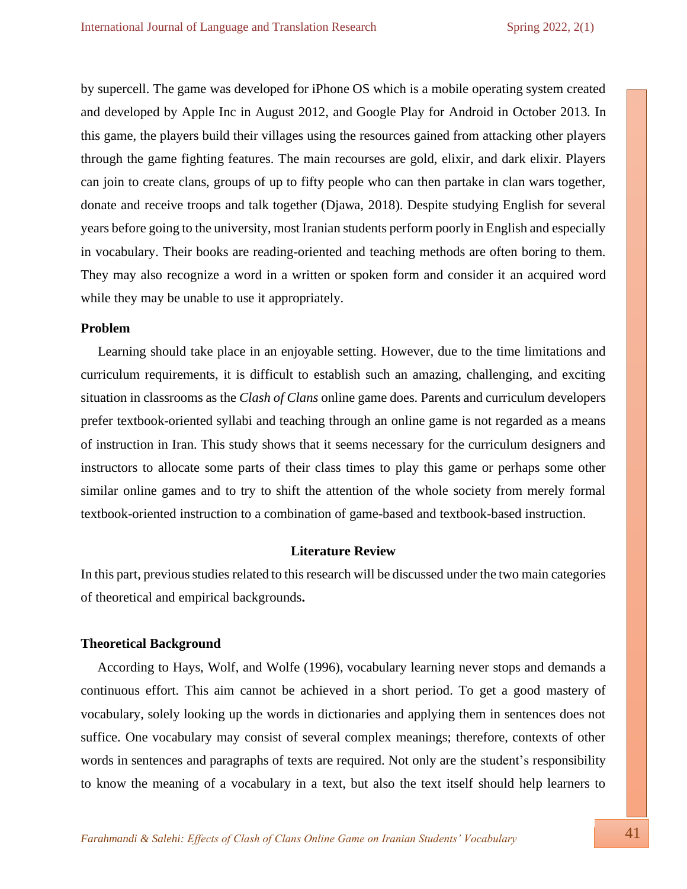by supercell. The game was developed for iPhone OS which is a mobile operating system created and developed by Apple Inc in August 2012, and Google Play for Android in October 2013. In this game, the players build their villages using the resources gained from attacking other players through the game fighting features. The main recourses are gold, elixir, and dark elixir. Players can join to create clans, groups of up to fifty people who can then partake in clan wars together, donate and receive troops and talk together (Djawa, 2018). Despite studying English for several years before going to the university, most Iranian students perform poorly in English and especially in vocabulary. Their books are reading-oriented and teaching methods are often boring to them. They may also recognize a word in a written or spoken form and consider it an acquired word while they may be unable to use it appropriately.

### Problem

Learning should take place in an enjoyable setting. However, due to the time limitations and curriculum requirements, it is difficult to establish such an amazing, challenging, and exciting situation in classrooms as the *Clash of Clans* online game does. Parents and curriculum developers prefer textbook-oriented syllabi and teaching through an online game is not regarded as a means of instruction in Iran. This study shows that it seems necessary for the curriculum designers and instructors to allocate some parts of their class times to play this game or perhaps some other similar online games and to try to shift the attention of the whole society from merely formal textbook-oriented instruction to a combination of game-based and textbook-based instruction.

## Literature Review

In this part, previous studies related to this research will be discussed under the two main categories of theoretical and empirical backgrounds**.**

### Theoretical Background

According to Hays, Wolf, and Wolfe (1996), vocabulary learning never stops and demands a continuous effort. This aim cannot be achieved in a short period. To get a good mastery of vocabulary, solely looking up the words in dictionaries and applying them in sentences does not suffice. One vocabulary may consist of several complex meanings; therefore, contexts of other words in sentences and paragraphs of texts are required. Not only are the student's responsibility to know the meaning of a vocabulary in a text, but also the text itself should help learners to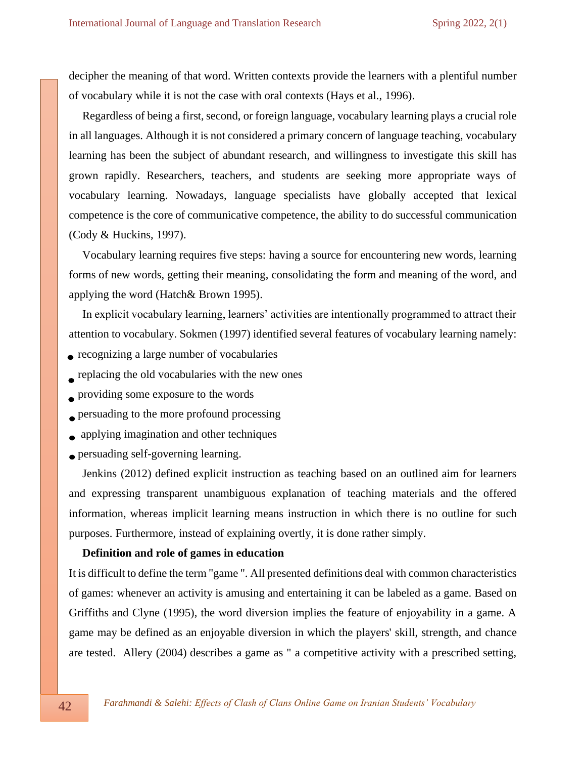decipher the meaning of that word. Written contexts provide the learners with a plentiful number of vocabulary while it is not the case with oral contexts (Hays et al., 1996).

Regardless of being a first, second, or foreign language, vocabulary learning plays a crucial role in all languages. Although it is not considered a primary concern of language teaching, vocabulary learning has been the subject of abundant research, and willingness to investigate this skill has grown rapidly. Researchers, teachers, and students are seeking more appropriate ways of vocabulary learning. Nowadays, language specialists have globally accepted that lexical competence is the core of communicative competence, the ability to do successful communication (Cody & Huckins, 1997).

Vocabulary learning requires five steps: having a source for encountering new words, learning forms of new words, getting their meaning, consolidating the form and meaning of the word, and applying the word (Hatch& Brown 1995).

In explicit vocabulary learning, learners' activities are intentionally programmed to attract their attention to vocabulary. Sokmen (1997) identified several features of vocabulary learning namely:

- recognizing a large number of vocabularies
- replacing the old vocabularies with the new ones
- providing some exposure to the words
- persuading to the more profound processing
- applying imagination and other techniques
- persuading self-governing learning.

Jenkins (2012) defined explicit instruction as teaching based on an outlined aim for learners and expressing transparent unambiguous explanation of teaching materials and the offered information, whereas implicit learning means instruction in which there is no outline for such purposes. Furthermore, instead of explaining overtly, it is done rather simply.

**Definition and role of games in education**

It is difficult to define the term "game ". All presented definitions deal with common characteristics of games: whenever an activity is amusing and entertaining it can be labeled as a game. Based on Griffiths and Clyne (1995), the word diversion implies the feature of enjoyability in a game. A game may be defined as an enjoyable diversion in which the players' skill, strength, and chance are tested. Allery (2004) describes a game as " a competitive activity with a prescribed setting,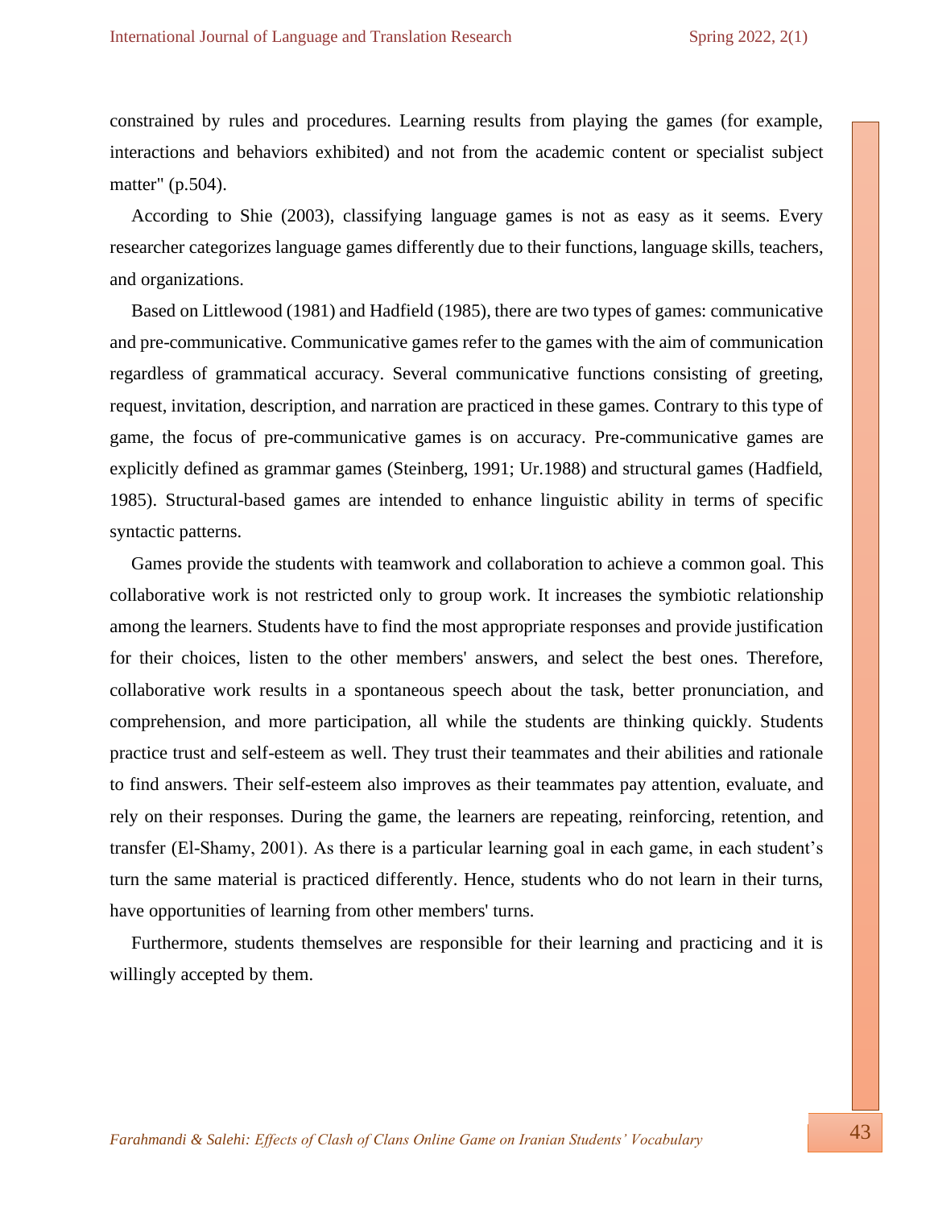constrained by rules and procedures. Learning results from playing the games (for example, interactions and behaviors exhibited) and not from the academic content or specialist subject matter" (p.504).

According to Shie (2003), classifying language games is not as easy as it seems. Every researcher categorizes language games differently due to their functions, language skills, teachers, and organizations.

Based on Littlewood (1981) and Hadfield (1985), there are two types of games: communicative and pre-communicative. Communicative games refer to the games with the aim of communication regardless of grammatical accuracy. Several communicative functions consisting of greeting, request, invitation, description, and narration are practiced in these games. Contrary to this type of game, the focus of pre-communicative games is on accuracy. Pre-communicative games are explicitly defined as grammar games (Steinberg, 1991; Ur.1988) and structural games (Hadfield, 1985). Structural-based games are intended to enhance linguistic ability in terms of specific syntactic patterns.

Games provide the students with teamwork and collaboration to achieve a common goal. This collaborative work is not restricted only to group work. It increases the symbiotic relationship among the learners. Students have to find the most appropriate responses and provide justification for their choices, listen to the other members' answers, and select the best ones. Therefore, collaborative work results in a spontaneous speech about the task, better pronunciation, and comprehension, and more participation, all while the students are thinking quickly. Students practice trust and self-esteem as well. They trust their teammates and their abilities and rationale to find answers. Their self-esteem also improves as their teammates pay attention, evaluate, and rely on their responses. During the game, the learners are repeating, reinforcing, retention, and transfer (El-Shamy, 2001). As there is a particular learning goal in each game, in each student's turn the same material is practiced differently. Hence, students who do not learn in their turns, have opportunities of learning from other members' turns.

Furthermore, students themselves are responsible for their learning and practicing and it is willingly accepted by them.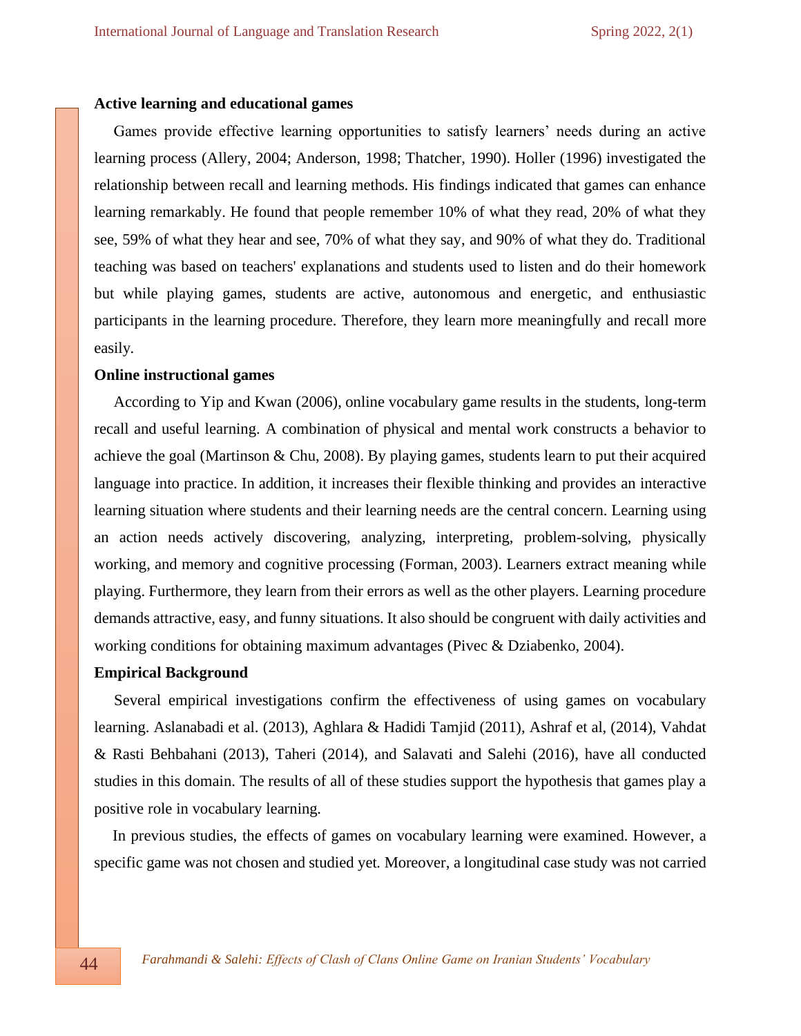### Active learning and educational games

Games provide effective learning opportunities to satisfy learners' needs during an active learning process (Allery, 2004; Anderson, 1998; Thatcher, 1990). Holler (1996) investigated the relationship between recall and learning methods. His findings indicated that games can enhance learning remarkably. He found that people remember 10% of what they read, 20% of what they see, 59% of what they hear and see, 70% of what they say, and 90% of what they do. Traditional teaching was based on teachers' explanations and students used to listen and do their homework but while playing games, students are active, autonomous and energetic, and enthusiastic participants in the learning procedure. Therefore, they learn more meaningfully and recall more easily.

### Online instructional games

According to Yip and Kwan (2006), online vocabulary game results in the students, long-term recall and useful learning. A combination of physical and mental work constructs a behavior to achieve the goal (Martinson & Chu, 2008). By playing games, students learn to put their acquired language into practice. In addition, it increases their flexible thinking and provides an interactive learning situation where students and their learning needs are the central concern. Learning using an action needs actively discovering, analyzing, interpreting, problem-solving, physically working, and memory and cognitive processing (Forman, 2003). Learners extract meaning while playing. Furthermore, they learn from their errors as well as the other players. Learning procedure demands attractive, easy, and funny situations. It also should be congruent with daily activities and working conditions for obtaining maximum advantages (Pivec & Dziabenko, 2004).

### Empirical Background

Several empirical investigations confirm the effectiveness of using games on vocabulary learning. Aslanabadi et al. (2013), Aghlara & Hadidi Tamjid (2011), Ashraf et al, (2014), Vahdat & Rasti Behbahani (2013), Taheri (2014), and Salavati and Salehi (2016), have all conducted studies in this domain. The results of all of these studies support the hypothesis that games play a positive role in vocabulary learning.

In previous studies, the effects of games on vocabulary learning were examined. However, a specific game was not chosen and studied yet. Moreover, a longitudinal case study was not carried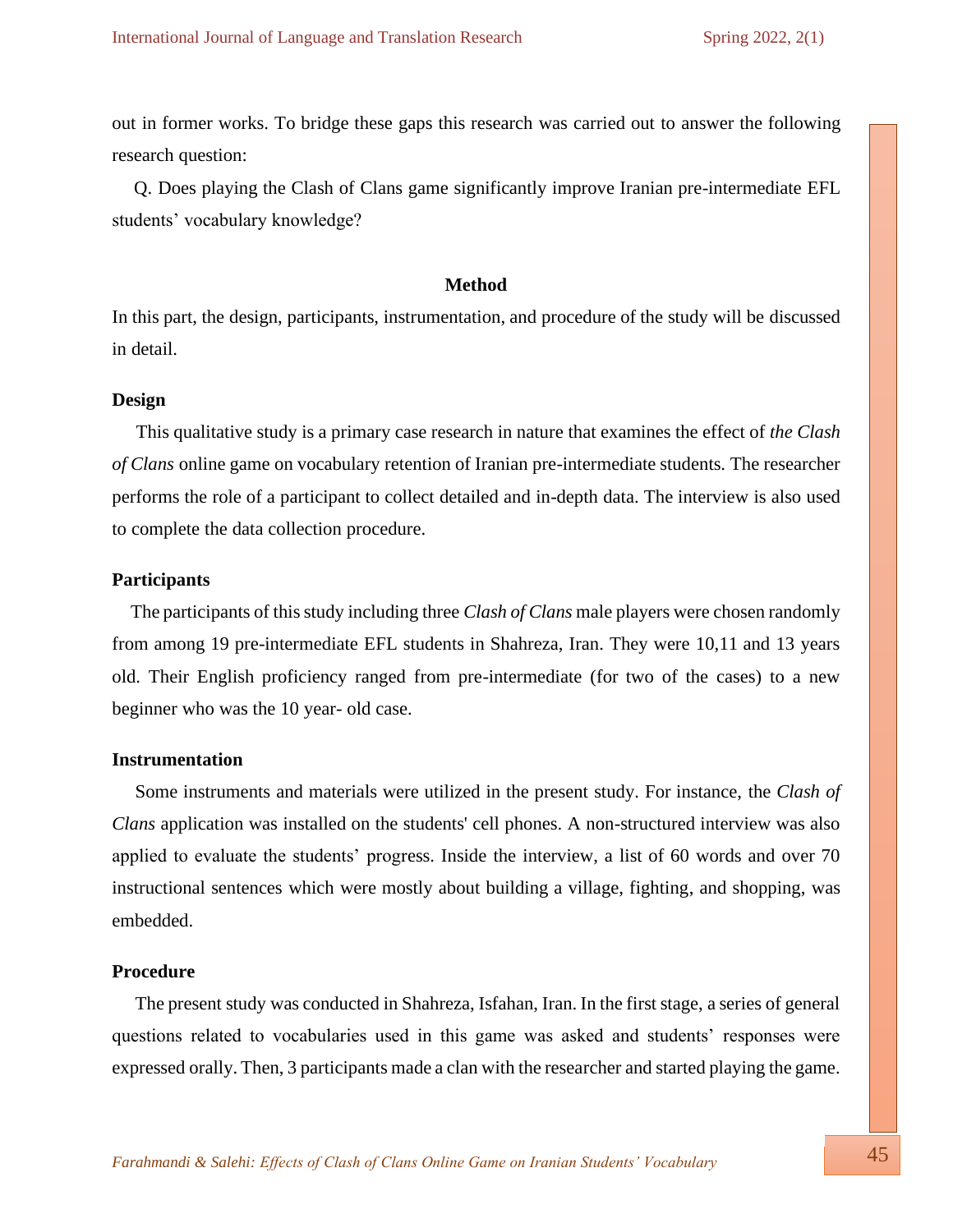out in former works. To bridge these gaps this research was carried out to answer the following research question:

Q. Does playing the Clash of Clans game significantly improve Iranian pre-intermediate EFL students' vocabulary knowledge?

## Method

In this part, the design, participants, instrumentation, and procedure of the study will be discussed in detail.

### Design

This qualitative study is a primary case research in nature that examines the effect of *the Clash of Clans* online game on vocabulary retention of Iranian pre-intermediate students. The researcher performs the role of a participant to collect detailed and in-depth data. The interview is also used to complete the data collection procedure.

### Participants

The participants of this study including three *Clash of Clans* male players were chosen randomly from among 19 pre-intermediate EFL students in Shahreza, Iran. They were 10,11 and 13 years old. Their English proficiency ranged from pre-intermediate (for two of the cases) to a new beginner who was the 10 year- old case.

### Instrumentation

Some instruments and materials were utilized in the present study. For instance, the *Clash of Clans* application was installed on the students' cell phones. A non-structured interview was also applied to evaluate the students' progress. Inside the interview, a list of 60 words and over 70 instructional sentences which were mostly about building a village, fighting, and shopping, was embedded.

### Procedure

The present study was conducted in Shahreza, Isfahan, Iran. In the first stage, a series of general questions related to vocabularies used in this game was asked and students' responses were expressed orally. Then, 3 participants made a clan with the researcher and started playing the game.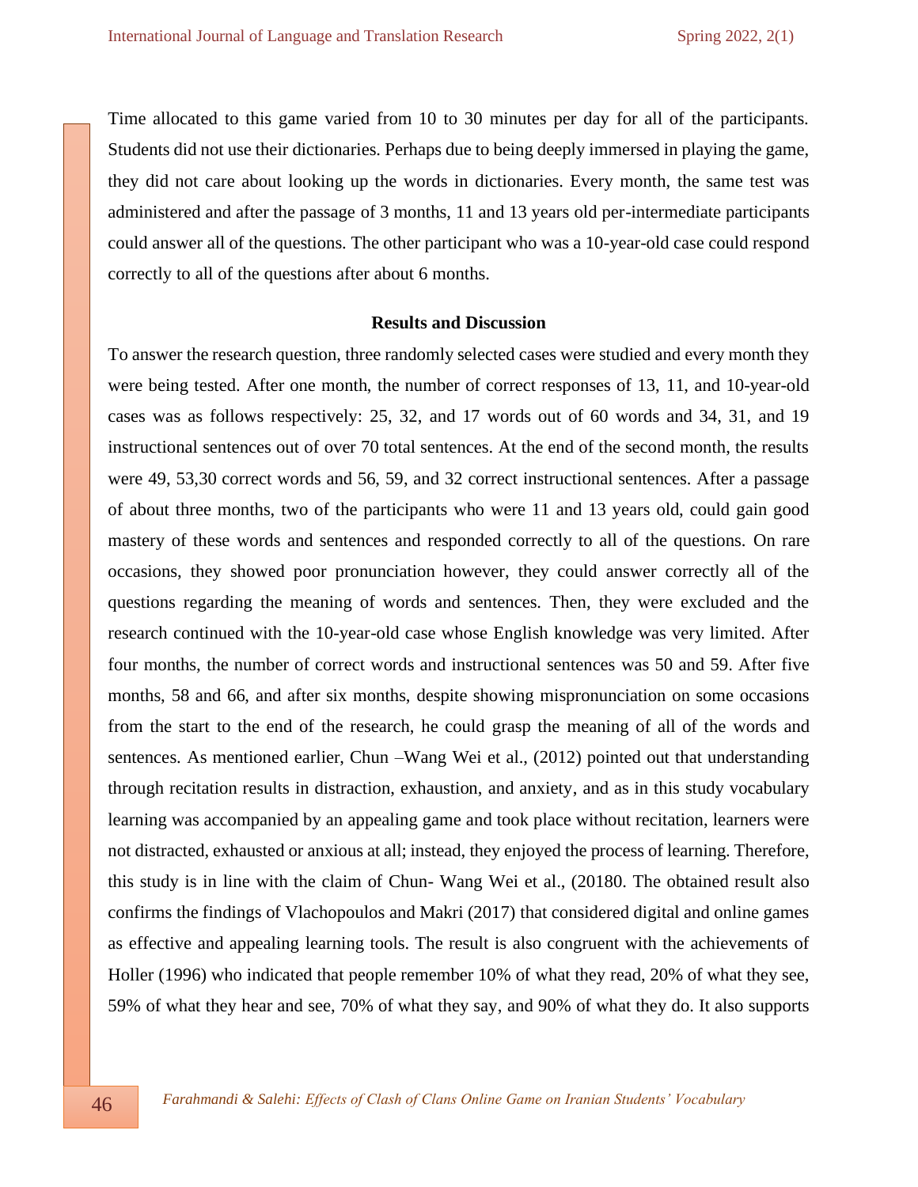Time allocated to this game varied from 10 to 30 minutes per day for all of the participants. Students did not use their dictionaries. Perhaps due to being deeply immersed in playing the game, they did not care about looking up the words in dictionaries. Every month, the same test was administered and after the passage of 3 months, 11 and 13 years old per-intermediate participants could answer all of the questions. The other participant who was a 10-year-old case could respond correctly to all of the questions after about 6 months.

## Results and Discussion

To answer the research question, three randomly selected cases were studied and every month they were being tested. After one month, the number of correct responses of 13, 11, and 10-year-old cases was as follows respectively: 25, 32, and 17 words out of 60 words and 34, 31, and 19 instructional sentences out of over 70 total sentences. At the end of the second month, the results were 49, 53,30 correct words and 56, 59, and 32 correct instructional sentences. After a passage of about three months, two of the participants who were 11 and 13 years old, could gain good mastery of these words and sentences and responded correctly to all of the questions. On rare occasions, they showed poor pronunciation however, they could answer correctly all of the questions regarding the meaning of words and sentences. Then, they were excluded and the research continued with the 10-year-old case whose English knowledge was very limited. After four months, the number of correct words and instructional sentences was 50 and 59. After five months, 58 and 66, and after six months, despite showing mispronunciation on some occasions from the start to the end of the research, he could grasp the meaning of all of the words and sentences. As mentioned earlier, Chun –Wang Wei et al., (2012) pointed out that understanding through recitation results in distraction, exhaustion, and anxiety, and as in this study vocabulary learning was accompanied by an appealing game and took place without recitation, learners were not distracted, exhausted or anxious at all; instead, they enjoyed the process of learning. Therefore, this study is in line with the claim of Chun- Wang Wei et al., (20180. The obtained result also confirms the findings of Vlachopoulos and Makri (2017) that considered digital and online games as effective and appealing learning tools. The result is also congruent with the achievements of Holler (1996) who indicated that people remember 10% of what they read, 20% of what they see, 59% of what they hear and see, 70% of what they say, and 90% of what they do. It also supports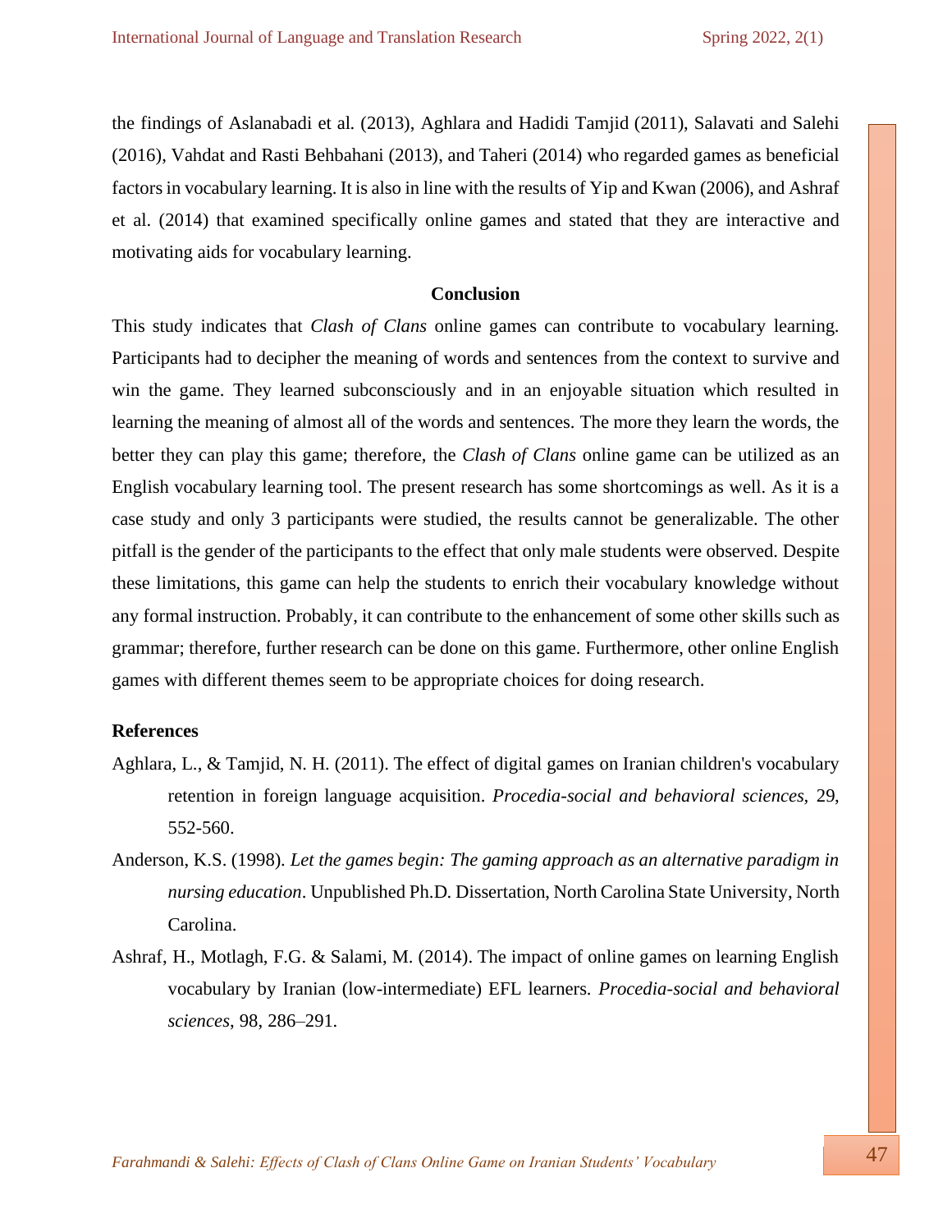the findings of Aslanabadi et al. (2013), Aghlara and Hadidi Tamjid (2011), Salavati and Salehi (2016), Vahdat and Rasti Behbahani (2013), and Taheri (2014) who regarded games as beneficial factors in vocabulary learning. It is also in line with the results of Yip and Kwan (2006), and Ashraf et al. (2014) that examined specifically online games and stated that they are interactive and motivating aids for vocabulary learning.

## Conclusion

This study indicates that *Clash of Clans* online games can contribute to vocabulary learning. Participants had to decipher the meaning of words and sentences from the context to survive and win the game. They learned subconsciously and in an enjoyable situation which resulted in learning the meaning of almost all of the words and sentences. The more they learn the words, the better they can play this game; therefore, the *Clash of Clans* online game can be utilized as an English vocabulary learning tool. The present research has some shortcomings as well. As it is a case study and only 3 participants were studied, the results cannot be generalizable. The other pitfall is the gender of the participants to the effect that only male students were observed. Despite these limitations, this game can help the students to enrich their vocabulary knowledge without any formal instruction. Probably, it can contribute to the enhancement of some other skills such as grammar; therefore, further research can be done on this game. Furthermore, other online English games with different themes seem to be appropriate choices for doing research.

## References

Aghlara, L., & Tamjid, N. H. (2011). The effect of digital games on Iranian children's vocabulary retention in foreign language acquisition. *Procedia-social and behavioral sciences*, 29, 552-560.

Anderson, K.S. (1998). *Let the games begin: The gaming approach as an alternative paradigm in nursing education*. Unpublished Ph.D. Dissertation, North Carolina State University, North Carolina.

Ashraf, H., Motlagh, F.G. & Salami, M. (2014). The impact of online games on learning English vocabulary by Iranian (low-intermediate) EFL learners. *Procedia-social and behavioral sciences*, 98, 286–291.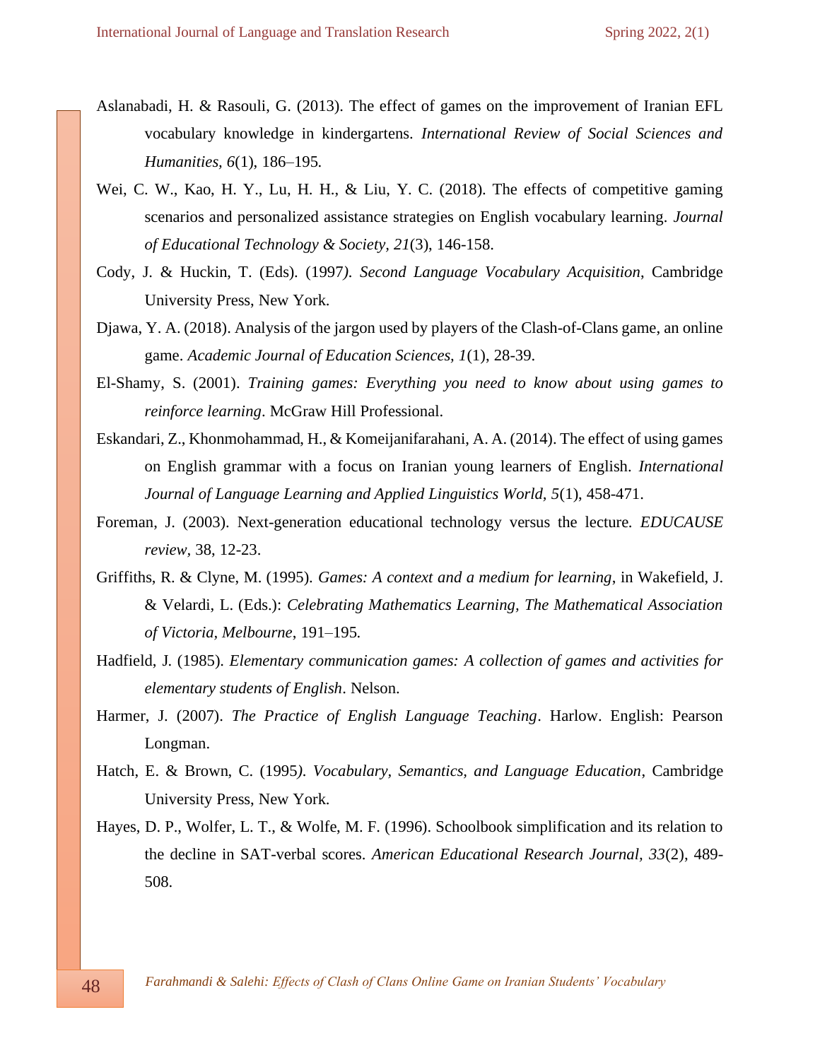Aslanabadi, H. & Rasouli, G. (2013). The effect of games on the improvement of Iranian EFL vocabulary knowledge in kindergartens. *International Review of Social Sciences and Humanities, 6*(1), 186–195.

Wei, C. W., Kao, H. Y., Lu, H. H., & Liu, Y. C. (2018). The effects of competitive gaming scenarios and personalized assistance strategies on English vocabulary learning. *Journal of Educational Technology & Society, 21*(3), 146-158.

Cody, J. & Huckin, T. (Eds). (1997*). Second Language Vocabulary Acquisition*, Cambridge University Press, New York.

Djawa, Y. A. (2018). Analysis of the jargon used by players of the Clash-of-Clans game, an online game. *Academic Journal of Education Sciences, 1*(1), 28-39.

El-Shamy, S. (2001). *Training games: Everything you need to know about using games to reinforce learning*. McGraw Hill Professional.

Eskandari, Z., Khonmohammad, H., & Komeijanifarahani, A. A. (2014). The effect of using games on English grammar with a focus on Iranian young learners of English. *International Journal of Language Learning and Applied Linguistics World, 5*(1), 458-471.

Foreman, J. (2003). Next-generation educational technology versus the lecture. *EDUCAUSE review*, 38, 12-23.

Griffiths, R. & Clyne, M. (1995). *Games: A context and a medium for learning*, in Wakefield, J. & Velardi, L. (Eds.): *Celebrating Mathematics Learning, The Mathematical Association of Victoria, Melbourne*, 191–195.

Hadfield, J. (1985). *Elementary communication games: A collection of games and activities for elementary students of English*. Nelson.

Harmer, J. (2007). *The Practice of English Language Teaching*. Harlow. English: Pearson Longman.

Hatch, E. & Brown, C. (1995*). Vocabulary, Semantics, and Language Education*, Cambridge University Press, New York.

Hayes, D. P., Wolfer, L. T., & Wolfe, M. F. (1996). Schoolbook simplification and its relation to the decline in SAT-verbal scores. *American Educational Research Journal, 33*(2), 489-508.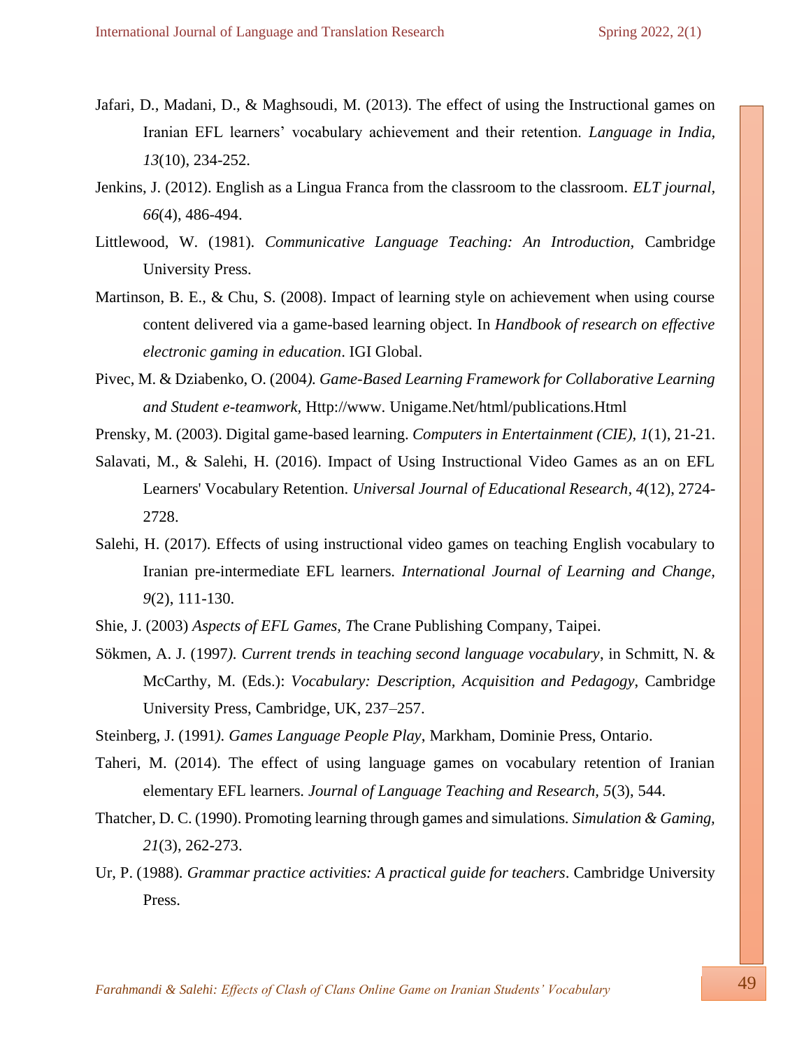Jafari, D., Madani, D., & Maghsoudi, M. (2013). The effect of using the Instructional games on Iranian EFL learners' vocabulary achievement and their retention. *Language in India, 13*(10), 234-252.

Jenkins, J. (2012). English as a Lingua Franca from the classroom to the classroom. *ELT journal, 66*(4), 486-494.

Littlewood, W. (1981). *Communicative Language Teaching: An Introduction,* Cambridge University Press.

Martinson, B. E., & Chu, S. (2008). Impact of learning style on achievement when using course content delivered via a game-based learning object. In *Handbook of research on effective electronic gaming in education*. IGI Global.

Pivec, M. & Dziabenko, O. (2004*). Game-Based Learning Framework for Collaborative Learning and Student e-teamwork,* Http://www. Unigame.Net/html/publications.Html

Prensky, M. (2003). Digital game-based learning. *Computers in Entertainment (CIE), 1*(1), 21-21.

Salavati, M., & Salehi, H. (2016). Impact of Using Instructional Video Games as an on EFL Learners' Vocabulary Retention. *Universal Journal of Educational Research, 4*(12), 2724-2728.

Salehi, H. (2017). Effects of using instructional video games on teaching English vocabulary to Iranian pre-intermediate EFL learners. *International Journal of Learning and Change, 9*(2), 111-130.

Shie, J. (2003) *Aspects of EFL Games, T*he Crane Publishing Company, Taipei.

Sökmen, A. J. (1997*). Current trends in teaching second language vocabulary*, in Schmitt, N. & McCarthy, M. (Eds.): *Vocabulary: Description, Acquisition and Pedagogy,* Cambridge University Press, Cambridge, UK, 237–257.

Steinberg, J. (1991*). Games Language People Play*, Markham, Dominie Press, Ontario.

Taheri, M. (2014). The effect of using language games on vocabulary retention of Iranian elementary EFL learners. *Journal of Language Teaching and Research, 5*(3), 544.

Thatcher, D. C. (1990). Promoting learning through games and simulations. *Simulation & Gaming, 21*(3), 262-273.

Ur, P. (1988). *Grammar practice activities: A practical guide for teachers*. Cambridge University Press.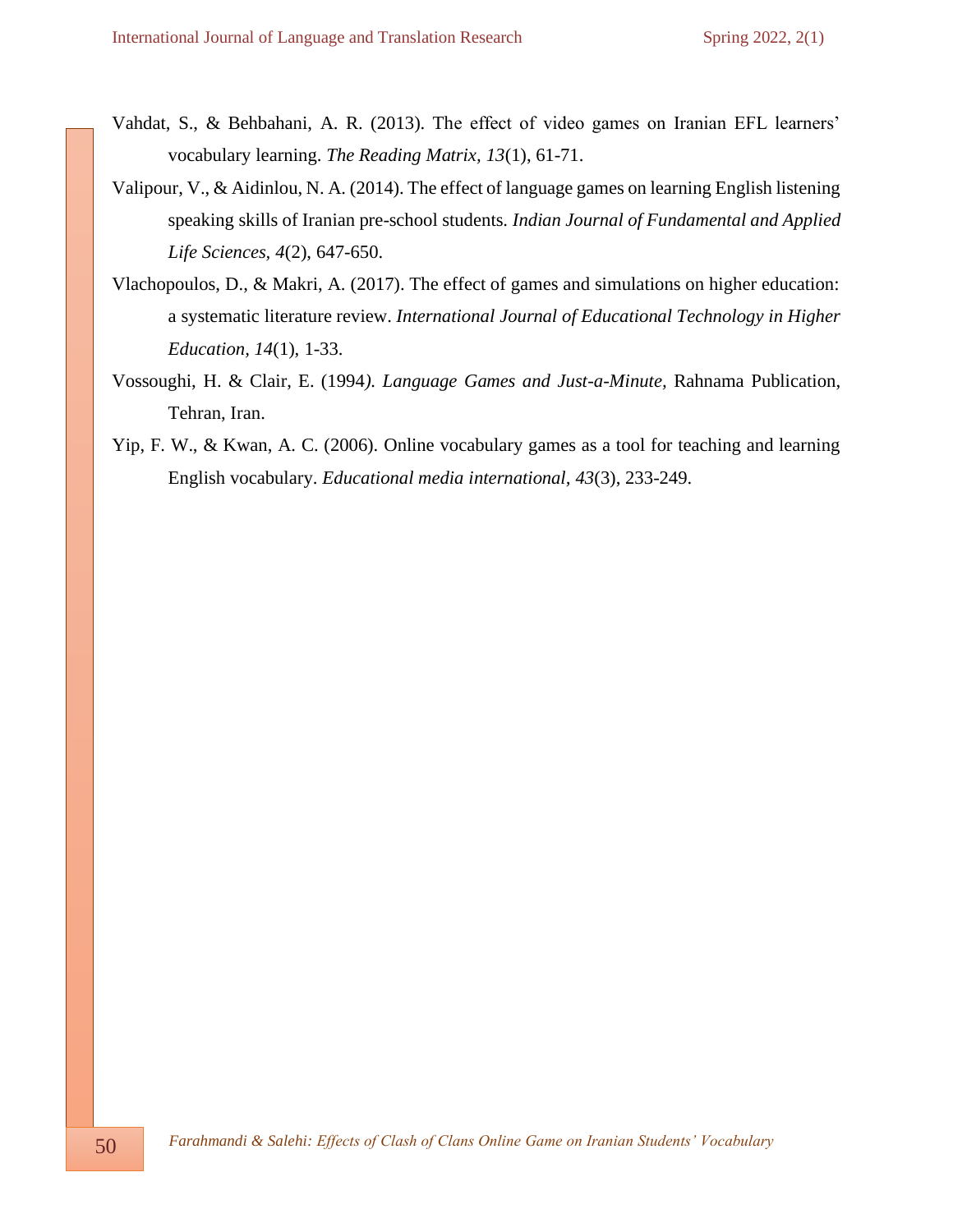Vahdat, S., & Behbahani, A. R. (2013). The effect of video games on Iranian EFL learners' vocabulary learning. *The Reading Matrix, 13*(1), 61-71.

Valipour, V., & Aidinlou, N. A. (2014). The effect of language games on learning English listening speaking skills of Iranian pre-school students. *Indian Journal of Fundamental and Applied Life Sciences, 4*(2), 647-650.

Vlachopoulos, D., & Makri, A. (2017). The effect of games and simulations on higher education: a systematic literature review. *International Journal of Educational Technology in Higher Education*, *14*(1), 1-33.

Vossoughi, H. & Clair, E. (1994*). Language Games and Just-a-Minute,* Rahnama Publication, Tehran, Iran.

Yip, F. W., & Kwan, A. C. (2006). Online vocabulary games as a tool for teaching and learning English vocabulary. *Educational media international, 43*(3), 233-249.